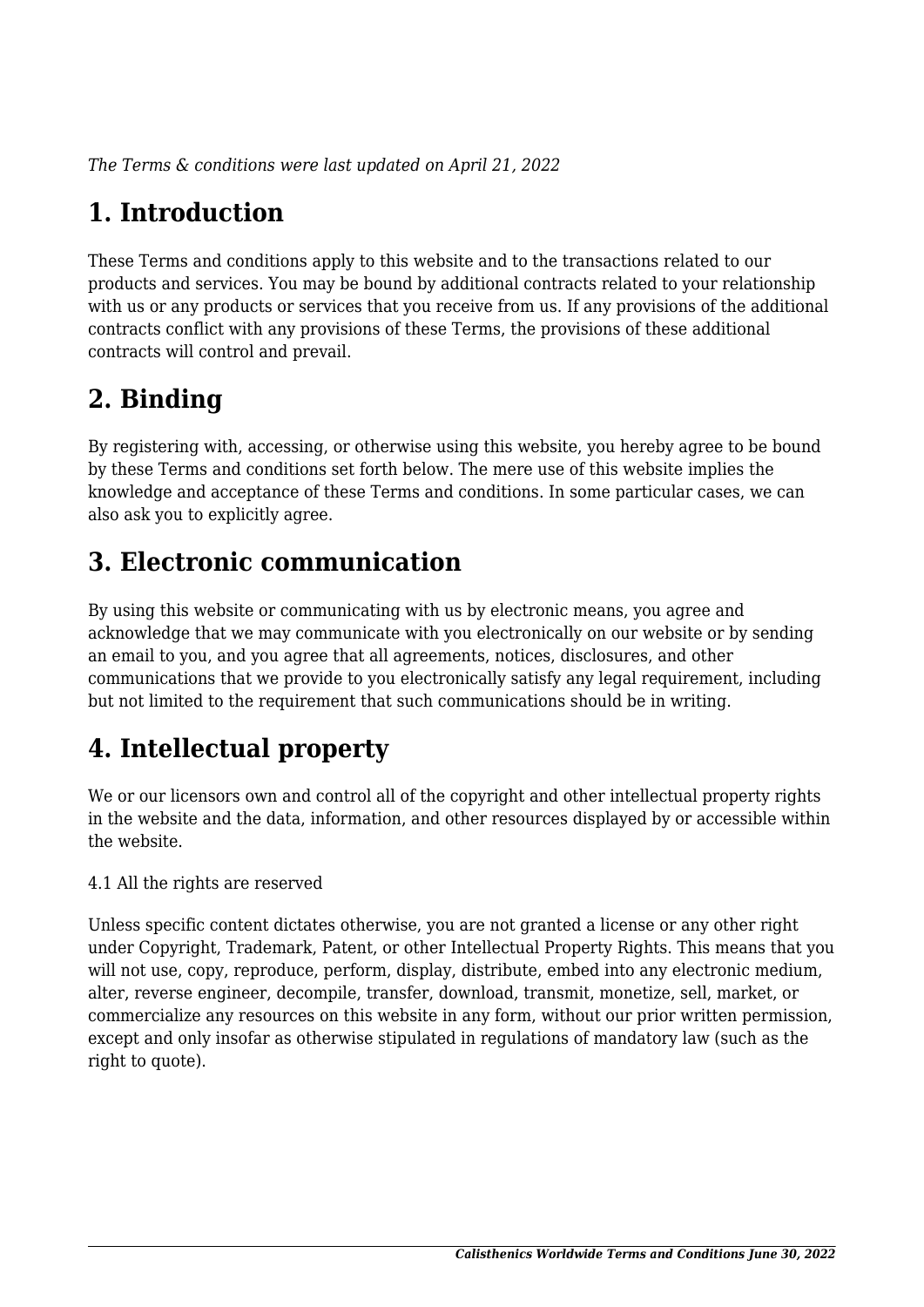*The Terms & conditions were last updated on April 21, 2022*

# 1. Introduction

These Terms and conditions apply to this website and to the transactions related to our products and services. You may be bound by additional contracts related to your relationship with us or any products or services that you receive from us. If any provisions of the additional contracts conflict with any provisions of these Terms, the provisions of these additional contracts will control and prevail.

# 2. Binding

By registering with, accessing, or otherwise using this website, you hereby agree to be bound by these Terms and conditions set forth below. The mere use of this website implies the knowledge and acceptance of these Terms and conditions. In some particular cases, we can also ask you to explicitly agree.

# 3. Electronic communication

By using this website or communicating with us by electronic means, you agree and acknowledge that we may communicate with you electronically on our website or by sending an email to you, and you agree that all agreements, notices, disclosures, and other communications that we provide to you electronically satisfy any legal requirement, including but not limited to the requirement that such communications should be in writing.

# 4. Intellectual property

We or our licensors own and control all of the copyright and other intellectual property rights in the website and the data, information, and other resources displayed by or accessible within the website.

4.1 All the rights are reserved

Unless specific content dictates otherwise, you are not granted a license or any other right under Copyright, Trademark, Patent, or other Intellectual Property Rights. This means that you will not use, copy, reproduce, perform, display, distribute, embed into any electronic medium, alter, reverse engineer, decompile, transfer, download, transmit, monetize, sell, market, or commercialize any resources on this website in any form, without our prior written permission, except and only insofar as otherwise stipulated in regulations of mandatory law (such as the right to quote).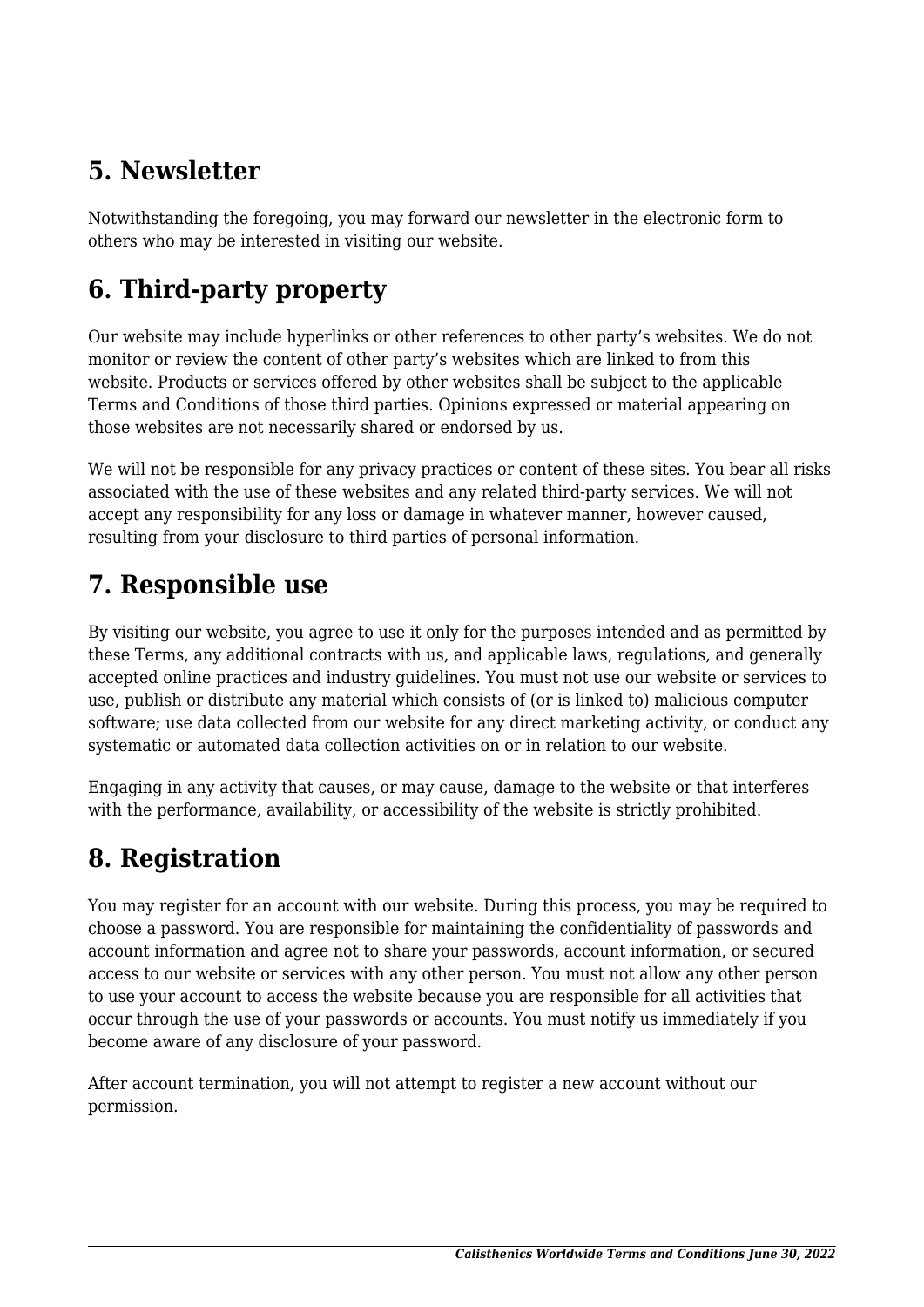## 5. Newsletter

Notwithstanding the foregoing, you may forward our newsletter in the electronic form to others who may be interested in visiting our website.

## 6. Third-party property

Our website may include hyperlinks or other references to other party's websites. We do not monitor or review the content of other party's websites which are linked to from this website. Products or services offered by other websites shall be subject to the applicable Terms and Conditions of those third parties. Opinions expressed or material appearing on those websites are not necessarily shared or endorsed by us.

We will not be responsible for any privacy practices or content of these sites. You bear all risks associated with the use of these websites and any related third-party services. We will not accept any responsibility for any loss or damage in whatever manner, however caused, resulting from your disclosure to third parties of personal information.

## 7. Responsible use

By visiting our website, you agree to use it only for the purposes intended and as permitted by these Terms, any additional contracts with us, and applicable laws, regulations, and generally accepted online practices and industry guidelines. You must not use our website or services to use, publish or distribute any material which consists of (or is linked to) malicious computer software; use data collected from our website for any direct marketing activity, or conduct any systematic or automated data collection activities on or in relation to our website.

Engaging in any activity that causes, or may cause, damage to the website or that interferes with the performance, availability, or accessibility of the website is strictly prohibited.

## 8. Registration

You may register for an account with our website. During this process, you may be required to choose a password. You are responsible for maintaining the confidentiality of passwords and account information and agree not to share your passwords, account information, or secured access to our website or services with any other person. You must not allow any other person to use your account to access the website because you are responsible for all activities that occur through the use of your passwords or accounts. You must notify us immediately if you become aware of any disclosure of your password.

After account termination, you will not attempt to register a new account without our permission.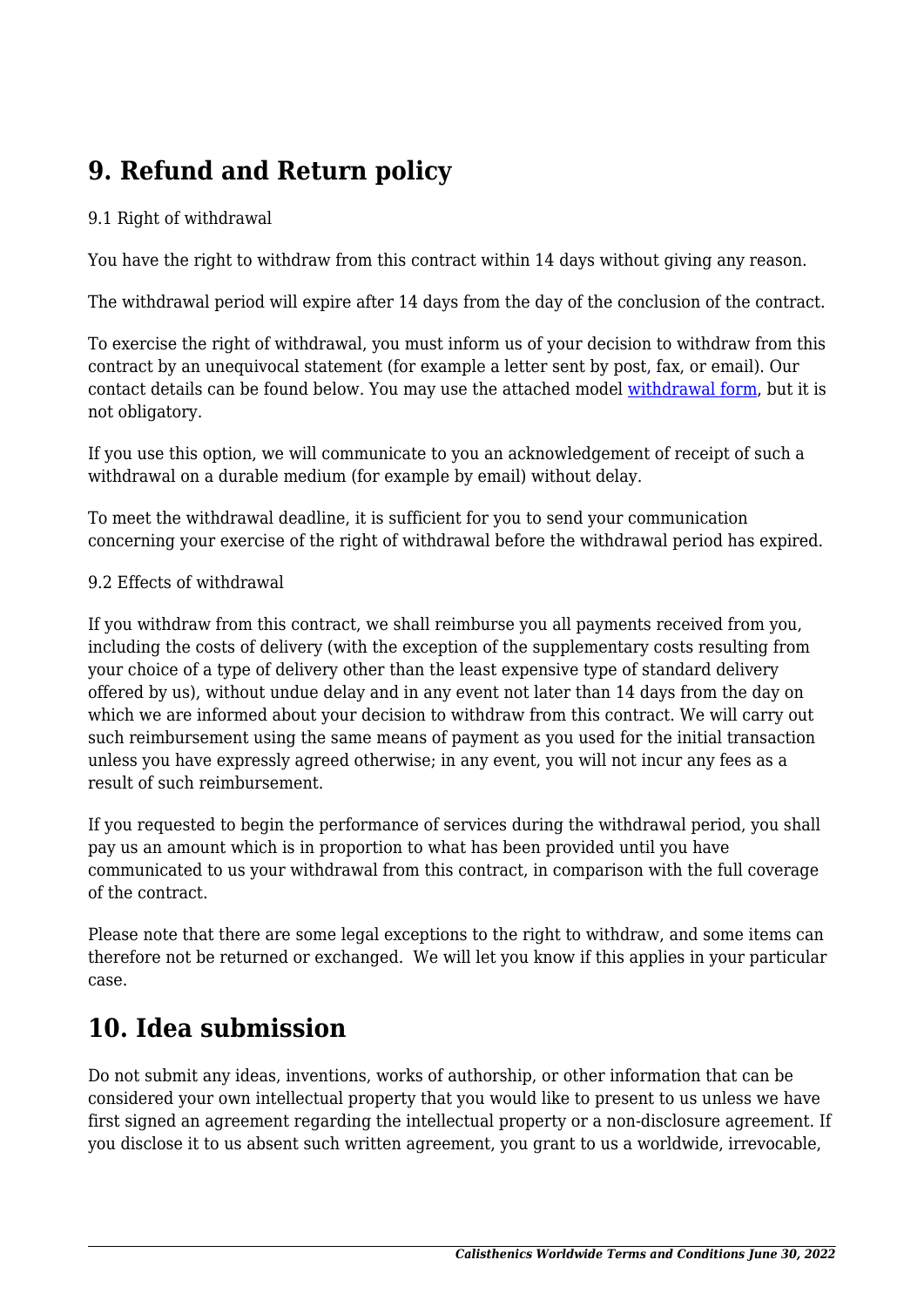## 9. Refund and Return policy

9.1 Right of withdrawal

You have the right to withdraw from this contract within 14 days without giving any reason.

The withdrawal period will expire after 14 days from the day of the conclusion of the contract.

To exercise the right of withdrawal, you must inform us of your decision to withdraw from this contract by an unequivocal statement (for example a letter sent by post, fax, or email). Our contact details can be found below. You may use the attached model withdrawal form, but it is not obligatory.

If you use this option, we will communicate to you an acknowledgement of receipt of such a withdrawal on a durable medium (for example by email) without delay.

To meet the withdrawal deadline, it is sufficient for you to send your communication concerning your exercise of the right of withdrawal before the withdrawal period has expired.

9.2 Effects of withdrawal

If you withdraw from this contract, we shall reimburse you all payments received from you, including the costs of delivery (with the exception of the supplementary costs resulting from your choice of a type of delivery other than the least expensive type of standard delivery offered by us), without undue delay and in any event not later than 14 days from the day on which we are informed about your decision to withdraw from this contract. We will carry out such reimbursement using the same means of payment as you used for the initial transaction unless you have expressly agreed otherwise; in any event, you will not incur any fees as a result of such reimbursement.

If you requested to begin the performance of services during the withdrawal period, you shall pay us an amount which is in proportion to what has been provided until you have communicated to us your withdrawal from this contract, in comparison with the full coverage of the contract.

Please note that there are some legal exceptions to the right to withdraw, and some items can therefore not be returned or exchanged. We will let you know if this applies in your particular case.

## 10. Idea submission

Do not submit any ideas, inventions, works of authorship, or other information that can be considered your own intellectual property that you would like to present to us unless we have first signed an agreement regarding the intellectual property or a non-disclosure agreement. If you disclose it to us absent such written agreement, you grant to us a worldwide, irrevocable,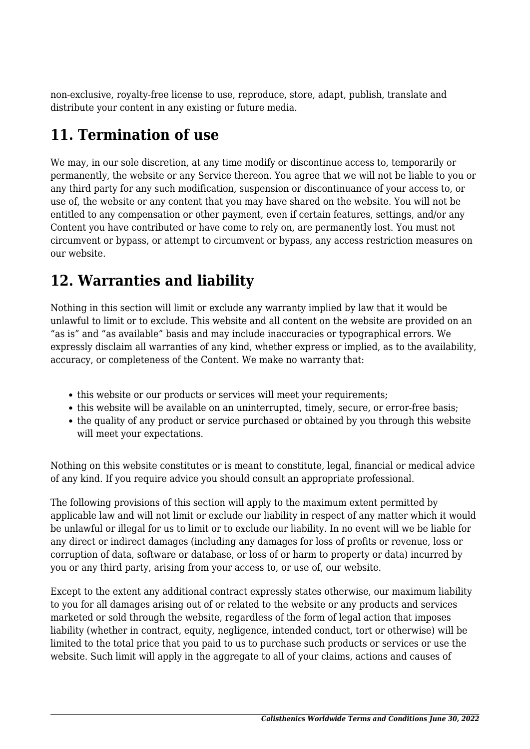non-exclusive, royalty-free license to use, reproduce, store, adapt, publish, translate and distribute your content in any existing or future media.

## 11. Termination of use

We may, in our sole discretion, at any time modify or discontinue access to, temporarily or permanently, the website or any Service thereon. You agree that we will not be liable to you or any third party for any such modification, suspension or discontinuance of your access to, or use of, the website or any content that you may have shared on the website. You will not be entitled to any compensation or other payment, even if certain features, settings, and/or any Content you have contributed or have come to rely on, are permanently lost. You must not circumvent or bypass, or attempt to circumvent or bypass, any access restriction measures on our website.

## 12. Warranties and liability

Nothing in this section will limit or exclude any warranty implied by law that it would be unlawful to limit or to exclude. This website and all content on the website are provided on an "as is" and "as available" basis and may include inaccuracies or typographical errors. We expressly disclaim all warranties of any kind, whether express or implied, as to the availability, accuracy, or completeness of the Content. We make no warranty that:

- this website or our products or services will meet your requirements;
- this website will be available on an uninterrupted, timely, secure, or error-free basis;
- the quality of any product or service purchased or obtained by you through this website will meet your expectations.

Nothing on this website constitutes or is meant to constitute, legal, financial or medical advice of any kind. If you require advice you should consult an appropriate professional.

The following provisions of this section will apply to the maximum extent permitted by applicable law and will not limit or exclude our liability in respect of any matter which it would be unlawful or illegal for us to limit or to exclude our liability. In no event will we be liable for any direct or indirect damages (including any damages for loss of profits or revenue, loss or corruption of data, software or database, or loss of or harm to property or data) incurred by you or any third party, arising from your access to, or use of, our website.

Except to the extent any additional contract expressly states otherwise, our maximum liability to you for all damages arising out of or related to the website or any products and services marketed or sold through the website, regardless of the form of legal action that imposes liability (whether in contract, equity, negligence, intended conduct, tort or otherwise) will be limited to the total price that you paid to us to purchase such products or services or use the website. Such limit will apply in the aggregate to all of your claims, actions and causes of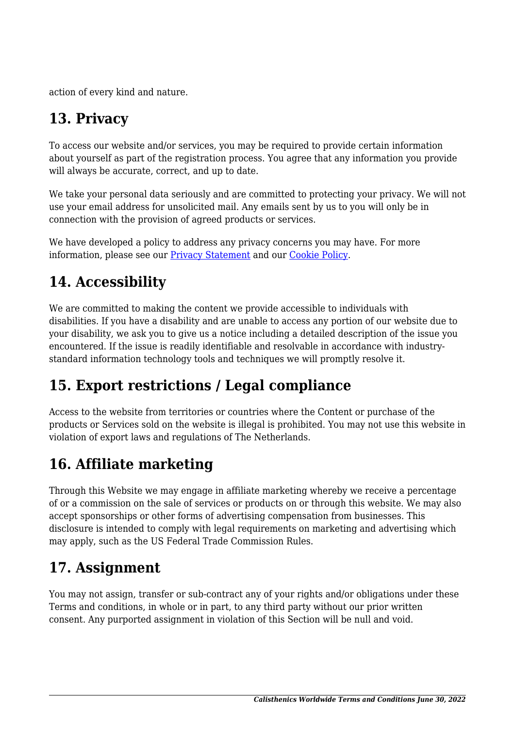action of every kind and nature.

## 13. Privacy

To access our website and/or services, you may be required to provide certain information about yourself as part of the registration process. You agree that any information you provide will always be accurate, correct, and up to date.

We take your personal data seriously and are committed to protecting your privacy. We will not use your email address for unsolicited mail. Any emails sent by us to you will only be in connection with the provision of agreed products or services.

We have developed a policy to address any privacy concerns you may have. For more information, please see our Privacy Statement and our Cookie Policy.

## 14. Accessibility

We are committed to making the content we provide accessible to individuals with disabilities. If you have a disability and are unable to access any portion of our website due to your disability, we ask you to give us a notice including a detailed description of the issue you encountered. If the issue is readily identifiable and resolvable in accordance with industry-standard information technology tools and techniques we will promptly resolve it.

## 15. Export restrictions / Legal compliance

Access to the website from territories or countries where the Content or purchase of the products or Services sold on the website is illegal is prohibited. You may not use this website in violation of export laws and regulations of The Netherlands.

## 16. Affiliate marketing

Through this Website we may engage in affiliate marketing whereby we receive a percentage of or a commission on the sale of services or products on or through this website. We may also accept sponsorships or other forms of advertising compensation from businesses. This disclosure is intended to comply with legal requirements on marketing and advertising which may apply, such as the US Federal Trade Commission Rules.

## 17. Assignment

You may not assign, transfer or sub-contract any of your rights and/or obligations under these Terms and conditions, in whole or in part, to any third party without our prior written consent. Any purported assignment in violation of this Section will be null and void.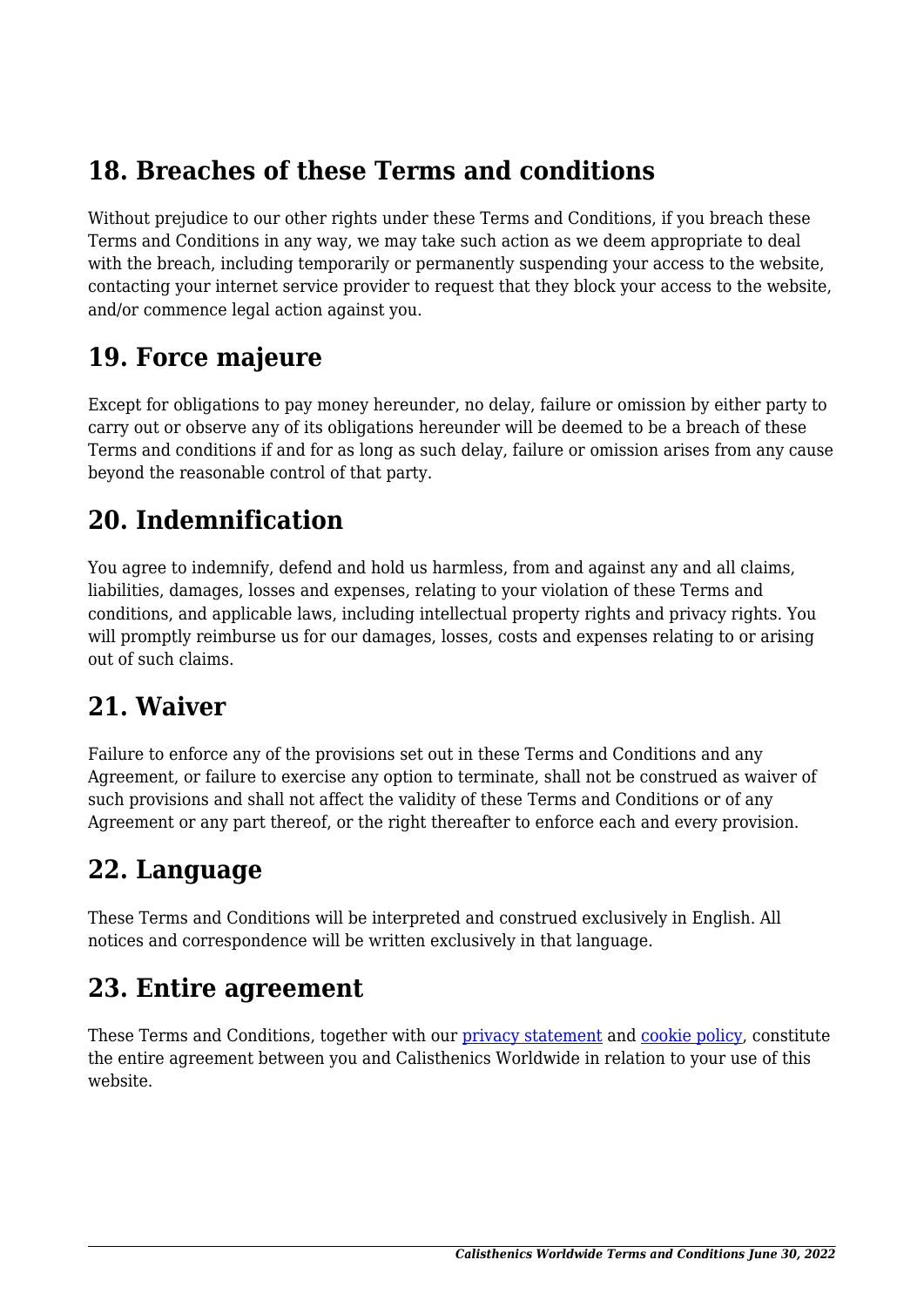## 18. Breaches of these Terms and conditions

Without prejudice to our other rights under these Terms and Conditions, if you breach these Terms and Conditions in any way, we may take such action as we deem appropriate to deal with the breach, including temporarily or permanently suspending your access to the website, contacting your internet service provider to request that they block your access to the website, and/or commence legal action against you.

## 19. Force majeure

Except for obligations to pay money hereunder, no delay, failure or omission by either party to carry out or observe any of its obligations hereunder will be deemed to be a breach of these Terms and conditions if and for as long as such delay, failure or omission arises from any cause beyond the reasonable control of that party.

## 20. Indemnification

You agree to indemnify, defend and hold us harmless, from and against any and all claims, liabilities, damages, losses and expenses, relating to your violation of these Terms and conditions, and applicable laws, including intellectual property rights and privacy rights. You will promptly reimburse us for our damages, losses, costs and expenses relating to or arising out of such claims.

## 21. Waiver

Failure to enforce any of the provisions set out in these Terms and Conditions and any Agreement, or failure to exercise any option to terminate, shall not be construed as waiver of such provisions and shall not affect the validity of these Terms and Conditions or of any Agreement or any part thereof, or the right thereafter to enforce each and every provision.

## 22. Language

These Terms and Conditions will be interpreted and construed exclusively in English. All notices and correspondence will be written exclusively in that language.

## 23. Entire agreement

These Terms and Conditions, together with our privacy statement and cookie policy, constitute the entire agreement between you and Calisthenics Worldwide in relation to your use of this website.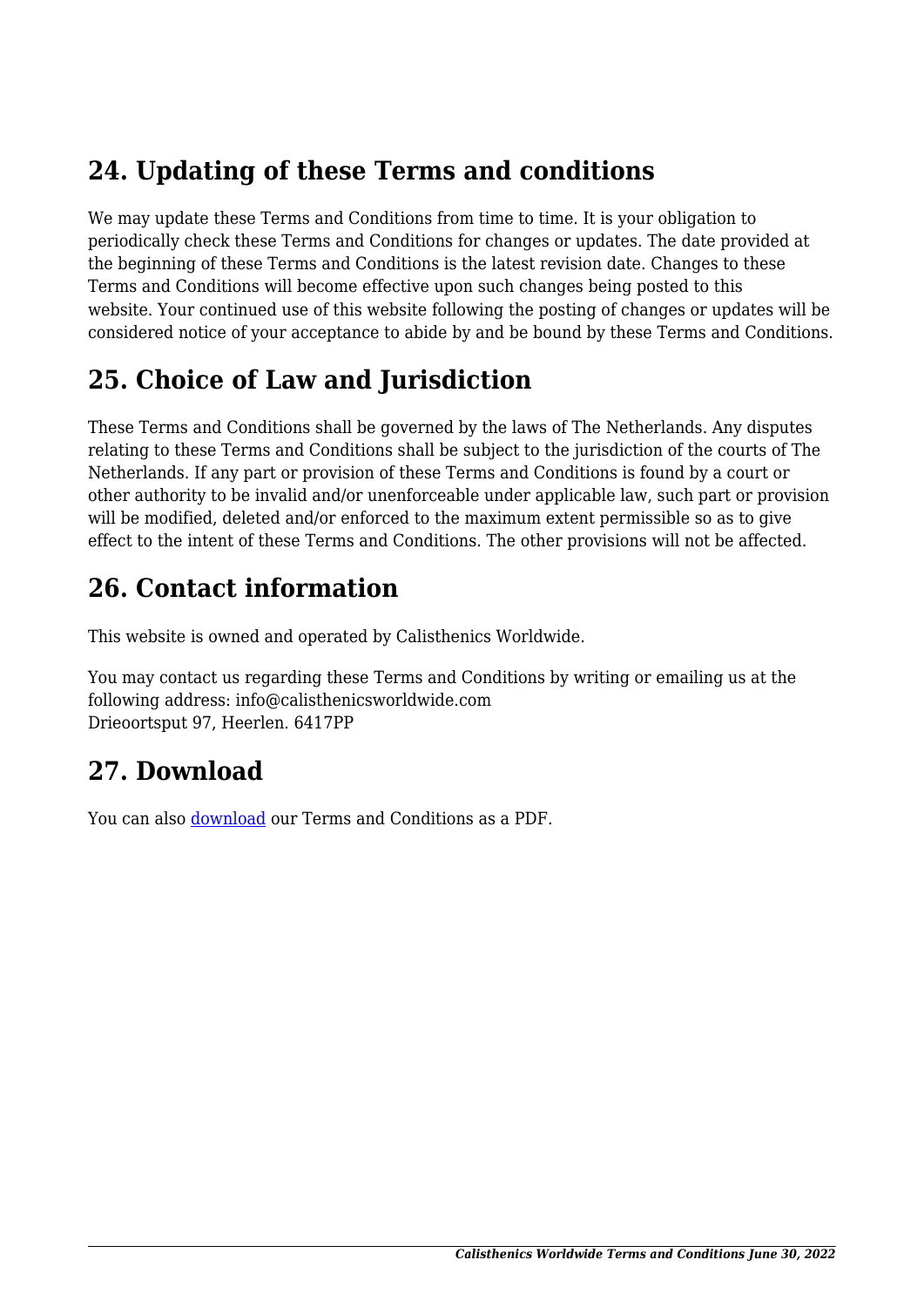## 24. Updating of these Terms and conditions

We may update these Terms and Conditions from time to time. It is your obligation to periodically check these Terms and Conditions for changes or updates. The date provided at the beginning of these Terms and Conditions is the latest revision date. Changes to these Terms and Conditions will become effective upon such changes being posted to this website. Your continued use of this website following the posting of changes or updates will be considered notice of your acceptance to abide by and be bound by these Terms and Conditions.

## 25. Choice of Law and Jurisdiction

These Terms and Conditions shall be governed by the laws of The Netherlands. Any disputes relating to these Terms and Conditions shall be subject to the jurisdiction of the courts of The Netherlands. If any part or provision of these Terms and Conditions is found by a court or other authority to be invalid and/or unenforceable under applicable law, such part or provision will be modified, deleted and/or enforced to the maximum extent permissible so as to give effect to the intent of these Terms and Conditions. The other provisions will not be affected.

## 26. Contact information

This website is owned and operated by Calisthenics Worldwide.

You may contact us regarding these Terms and Conditions by writing or emailing us at the following address: info@calisthenicsworldwide.com
Drieoortsput 97, Heerlen. 6417PP

## 27. Download

You can also download our Terms and Conditions as a PDF.